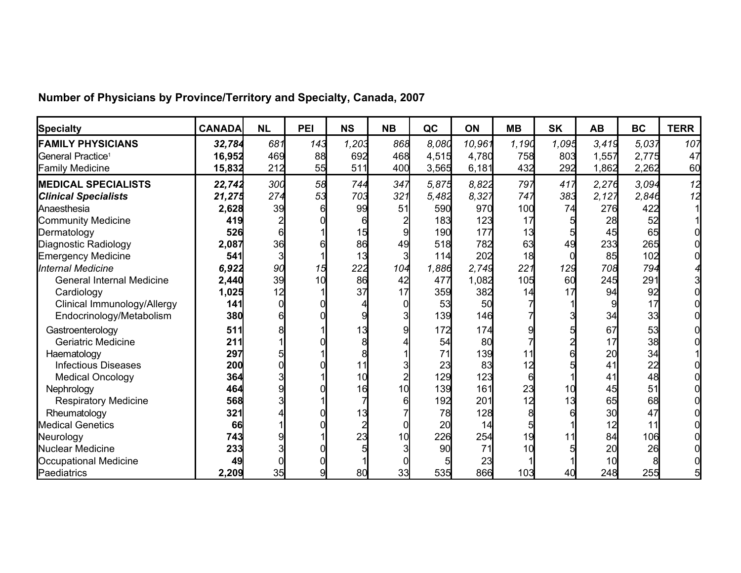**Number of Physicians by Province/Territory and Specialty, Canada, 2007**

| Specialty | CANADA | NL | PEI | NS | NB | QC | ON | MB | SK | AB | BC | TERR |
|---|---|---|---|---|---|---|---|---|---|---|---|---|
| **FAMILY PHYSICIANS** | ***32,784*** | *681* | *143* | *1,203* | *868* | *8,080* | *10,961* | *1,190* | *1,095* | *3,419* | *5,037* | *107* |
| General Practice[1] | **16,952** | 469 | 88 | 692 | 468 | 4,515 | 4,780 | 758 | 803 | 1,557 | 2,775 | 47 |
| Family Medicine | **15,832** | 212 | 55 | 511 | 400 | 3,565 | 6,181 | 432 | 292 | 1,862 | 2,262 | 60 |
| **MEDICAL SPECIALISTS** | ***22,742*** | *300* | *58* | *744* | *347* | *5,875* | *8,822* | *797* | *417* | *2,276* | *3,094* | *12* |
| ***Clinical Specialists*** | ***21,275*** | *274* | *53* | *703* | *321* | *5,482* | *8,327* | *747* | *383* | *2,127* | *2,846* | *12* |
| Anaesthesia | **2,628** | 39 | 6 | 99 | 51 | 590 | 970 | 100 | 74 | 276 | 422 | 1 |
| Community Medicine | **419** | 2 | 0 | 6 | 2 | 183 | 123 | 17 | 5 | 28 | 52 | 1 |
| Dermatology | **526** | 6 | 1 | 15 | 9 | 190 | 177 | 13 | 5 | 45 | 65 | 0 |
| Diagnostic Radiology | **2,087** | 36 | 6 | 86 | 49 | 518 | 782 | 63 | 49 | 233 | 265 | 0 |
| Emergency Medicine | **541** | 3 | 1 | 13 | 3 | 114 | 202 | 18 | 0 | 85 | 102 | 0 |
| *Internal Medicine* | ***6,922*** | *90* | *15* | *222* | *104* | *1,886* | *2,749* | *221* | *129* | *708* | *794* | *4* |
| General Internal Medicine | **2,440** | 39 | 10 | 86 | 42 | 477 | 1,082 | 105 | 60 | 245 | 291 | 3 |
| Cardiology | **1,025** | 12 | 1 | 37 | 17 | 359 | 382 | 14 | 17 | 94 | 92 | 0 |
| Clinical Immunology/Allergy | **141** | 0 | 0 | 4 | 0 | 53 | 50 | 7 | 1 | 9 | 17 | 0 |
| Endocrinology/Metabolism | **380** | 6 | 0 | 9 | 3 | 139 | 146 | 7 | 3 | 34 | 33 | 0 |
| Gastroenterology | **511** | 8 | 1 | 13 | 9 | 172 | 174 | 9 | 5 | 67 | 53 | 0 |
| Geriatric Medicine | **211** | 1 | 0 | 8 | 4 | 54 | 80 | 7 | 2 | 17 | 38 | 0 |
| Haematology | **297** | 5 | 1 | 8 | 1 | 71 | 139 | 11 | 6 | 20 | 34 | 1 |
| Infectious Diseases | **200** | 0 | 0 | 11 | 3 | 23 | 83 | 12 | 5 | 41 | 22 | 0 |
| Medical Oncology | **364** | 3 | 1 | 10 | 2 | 129 | 123 | 6 | 1 | 41 | 48 | 0 |
| Nephrology | **464** | 9 | 0 | 16 | 10 | 139 | 161 | 23 | 10 | 45 | 51 | 0 |
| Respiratory Medicine | **568** | 3 | 1 | 7 | 6 | 192 | 201 | 12 | 13 | 65 | 68 | 0 |
| Rheumatology | **321** | 4 | 0 | 13 | 7 | 78 | 128 | 8 | 6 | 30 | 47 | 0 |
| Medical Genetics | **66** | 1 | 0 | 2 | 0 | 20 | 14 | 5 | 1 | 12 | 11 | 0 |
| Neurology | **743** | 9 | 1 | 23 | 10 | 226 | 254 | 19 | 11 | 84 | 106 | 0 |
| Nuclear Medicine | **233** | 3 | 0 | 5 | 3 | 90 | 71 | 10 | 5 | 20 | 26 | 0 |
| Occupational Medicine | **49** | 0 | 0 | 1 | 0 | 5 | 23 | 1 | 1 | 10 | 8 | 0 |
| Paediatrics | **2,209** | 35 | 9 | 80 | 33 | 535 | 866 | 103 | 40 | 248 | 255 | 5 |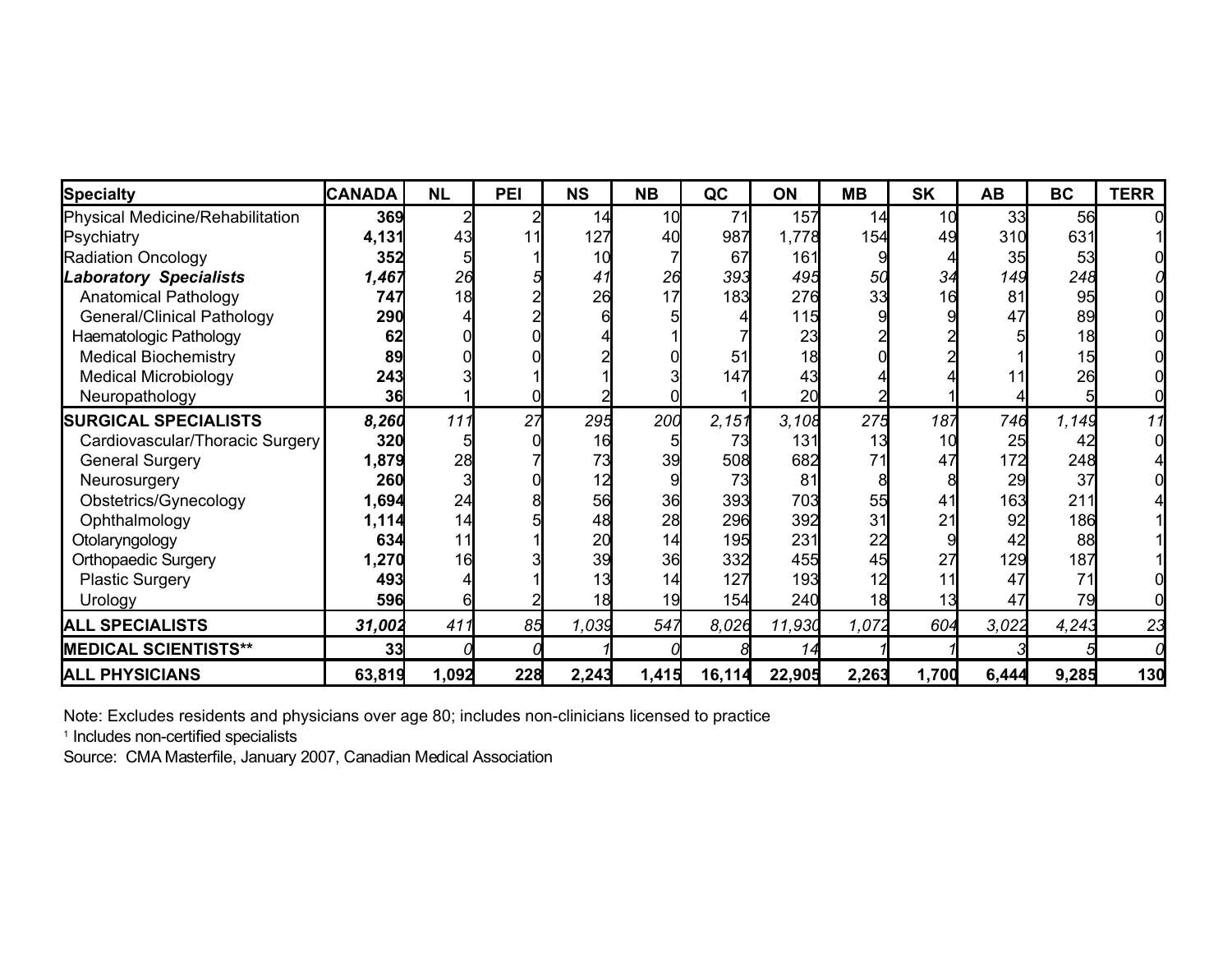| Specialty | CANADA | NL | PEI | NS | NB | QC | ON | MB | SK | AB | BC | TERR |
|---|---|---|---|---|---|---|---|---|---|---|---|---|
| Physical Medicine/Rehabilitation | **369** | 2 | 2 | 14 | 10 | 71 | 157 | 14 | 10 | 33 | 56 | 0 |
| Psychiatry | **4,131** | 43 | 11 | 127 | 40 | 987 | 1,778 | 154 | 49 | 310 | 631 | 1 |
| Radiation Oncology | **352** | 5 | 1 | 10 | 7 | 67 | 161 | 9 | 4 | 35 | 53 | 0 |
| ***Laboratory Specialists*** | ***1,467*** | *26* | *5* | *41* | *26* | *393* | *495* | *50* | *34* | *149* | *248* | *0* |
| Anatomical Pathology | **747** | 18 | 2 | 26 | 17 | 183 | 276 | 33 | 16 | 81 | 95 | 0 |
| General/Clinical Pathology | **290** | 4 | 2 | 6 | 5 | 4 | 115 | 9 | 9 | 47 | 89 | 0 |
| Haematologic Pathology | **62** | 0 | 0 | 4 | 1 | 7 | 23 | 2 | 2 | 5 | 18 | 0 |
| Medical Biochemistry | **89** | 0 | 0 | 2 | 0 | 51 | 18 | 0 | 2 | 1 | 15 | 0 |
| Medical Microbiology | **243** | 3 | 1 | 1 | 3 | 147 | 43 | 4 | 4 | 11 | 26 | 0 |
| Neuropathology | **36** | 1 | 0 | 2 | 0 | 1 | 20 | 2 | 1 | 4 | 5 | 0 |
| **SURGICAL SPECIALISTS** | ***8,260*** | *111* | *27* | *295* | *200* | *2,151* | *3,108* | *275* | *187* | *746* | *1,149* | *11* |
| Cardiovascular/Thoracic Surgery | **320** | 5 | 0 | 16 | 5 | 73 | 131 | 13 | 10 | 25 | 42 | 0 |
| General Surgery | **1,879** | 28 | 7 | 73 | 39 | 508 | 682 | 71 | 47 | 172 | 248 | 4 |
| Neurosurgery | **260** | 3 | 0 | 12 | 9 | 73 | 81 | 8 | 8 | 29 | 37 | 0 |
| Obstetrics/Gynecology | **1,694** | 24 | 8 | 56 | 36 | 393 | 703 | 55 | 41 | 163 | 211 | 4 |
| Ophthalmology | **1,114** | 14 | 5 | 48 | 28 | 296 | 392 | 31 | 21 | 92 | 186 | 1 |
| Otolaryngology | **634** | 11 | 1 | 20 | 14 | 195 | 231 | 22 | 9 | 42 | 88 | 1 |
| Orthopaedic Surgery | **1,270** | 16 | 3 | 39 | 36 | 332 | 455 | 45 | 27 | 129 | 187 | 1 |
| Plastic Surgery | **493** | 4 | 1 | 13 | 14 | 127 | 193 | 12 | 11 | 47 | 71 | 0 |
| Urology | **596** | 6 | 2 | 18 | 19 | 154 | 240 | 18 | 13 | 47 | 79 | 0 |
| **ALL SPECIALISTS** | ***31,002*** | *411* | *85* | *1,039* | *547* | *8,026* | *11,930* | *1,072* | *604* | *3,022* | *4,243* | *23* |
| **MEDICAL SCIENTISTS\*\*** | **33** | *0* | *0* | *1* | *0* | *8* | *14* | *1* | *1* | *3* | *5* | *0* |
| **ALL PHYSICIANS** | **63,819** | **1,092** | **228** | **2,243** | **1,415** | **16,114** | **22,905** | **2,263** | **1,700** | **6,444** | **9,285** | **130** |

Note: Excludes residents and physicians over age 80; includes non-clinicians licensed to practice

[1] Includes non-certified specialists

Source: CMA Masterfile, January 2007, Canadian Medical Association